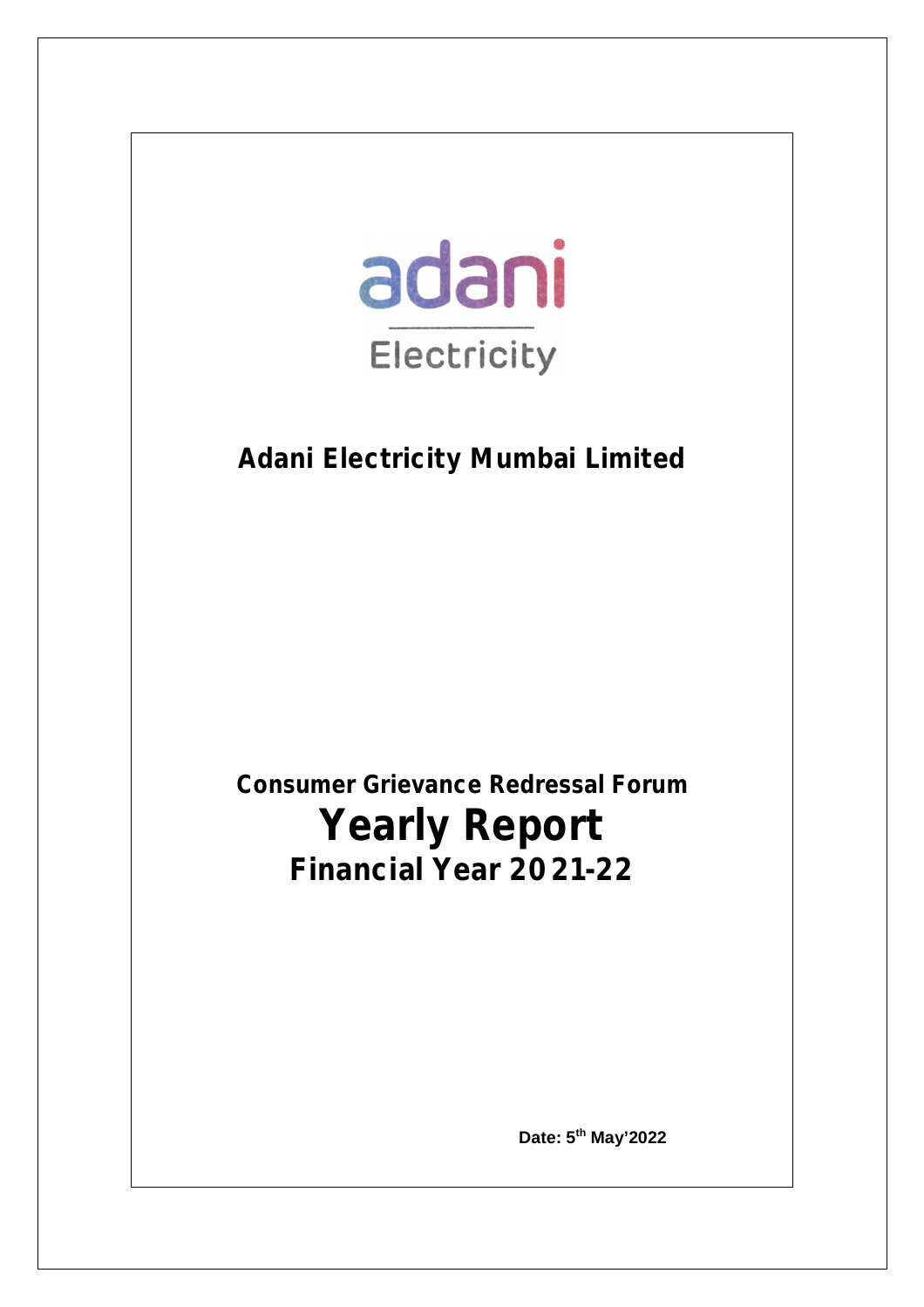adani

Electricity

# Adani Electricity Mumbai Limited

## Consumer Grievance Redressal Forum

# Yearly Report

## Financial Year 2021-22

**Date: 5th May'2022**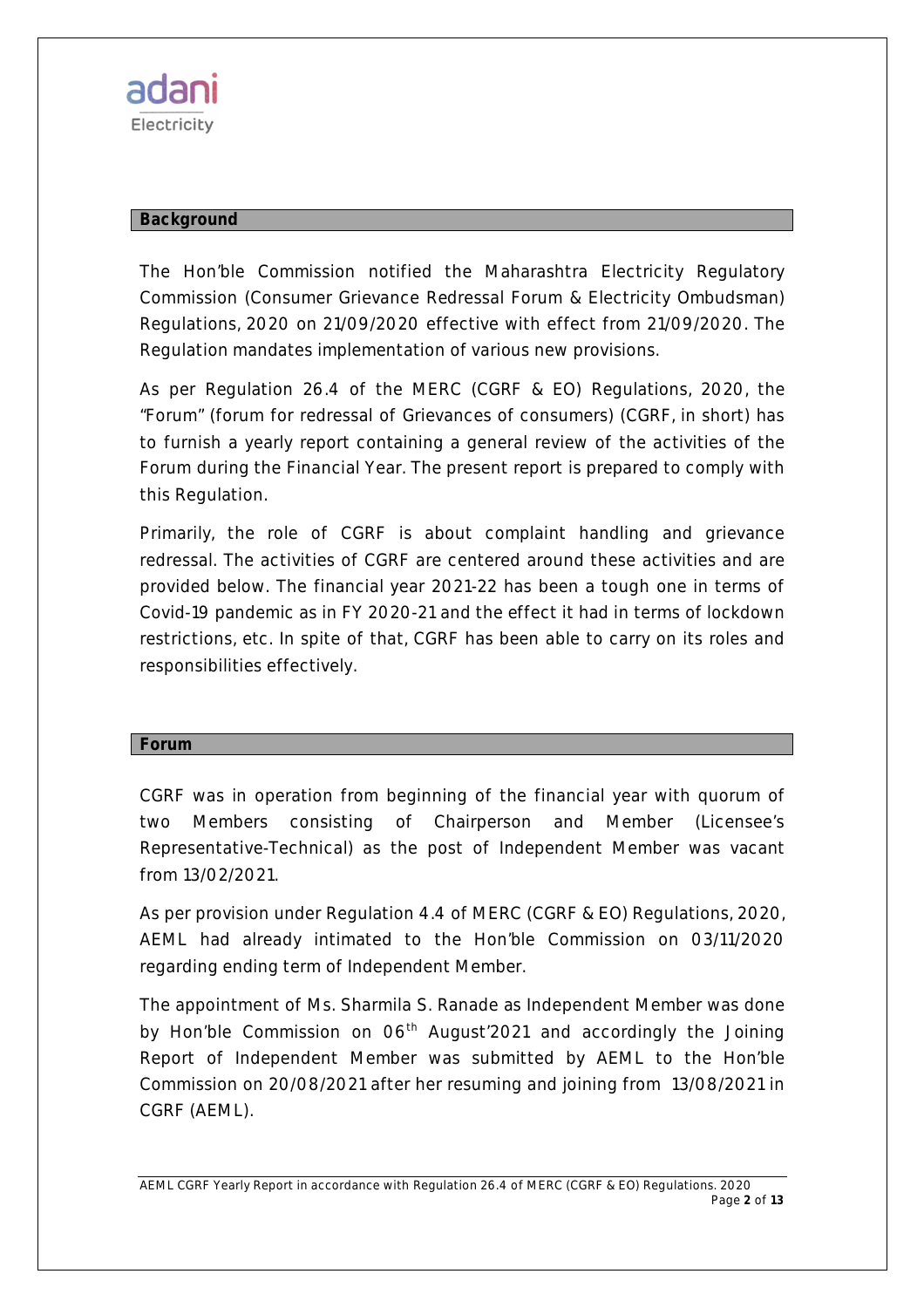## Background

The Hon'ble Commission notified the Maharashtra Electricity Regulatory Commission (Consumer Grievance Redressal Forum & Electricity Ombudsman) Regulations, 2020 on 21/09/2020 effective with effect from 21/09/2020. The Regulation mandates implementation of various new provisions.

As per Regulation 26.4 of the MERC (CGRF & EO) Regulations, 2020, the "Forum" (forum for redressal of Grievances of consumers) (CGRF, in short) has to furnish a yearly report containing a general review of the activities of the Forum during the Financial Year. The present report is prepared to comply with this Regulation.

Primarily, the role of CGRF is about complaint handling and grievance redressal. The activities of CGRF are centered around these activities and are provided below. The financial year 2021-22 has been a tough one in terms of Covid-19 pandemic as in FY 2020-21 and the effect it had in terms of lockdown restrictions, etc. In spite of that, CGRF has been able to carry on its roles and responsibilities effectively.

## Forum

CGRF was in operation from beginning of the financial year with quorum of two Members consisting of Chairperson and Member (Licensee's Representative-Technical) as the post of Independent Member was vacant from 13/02/2021.

As per provision under Regulation 4.4 of MERC (CGRF & EO) Regulations, 2020, AEML had already intimated to the Hon'ble Commission on 03/11/2020 regarding ending term of Independent Member.

The appointment of Ms. Sharmila S. Ranade as Independent Member was done by Hon'ble Commission on 06th August'2021 and accordingly the Joining Report of Independent Member was submitted by AEML to the Hon'ble Commission on 20/08/2021 after her resuming and joining from 13/08/2021 in CGRF (AEML).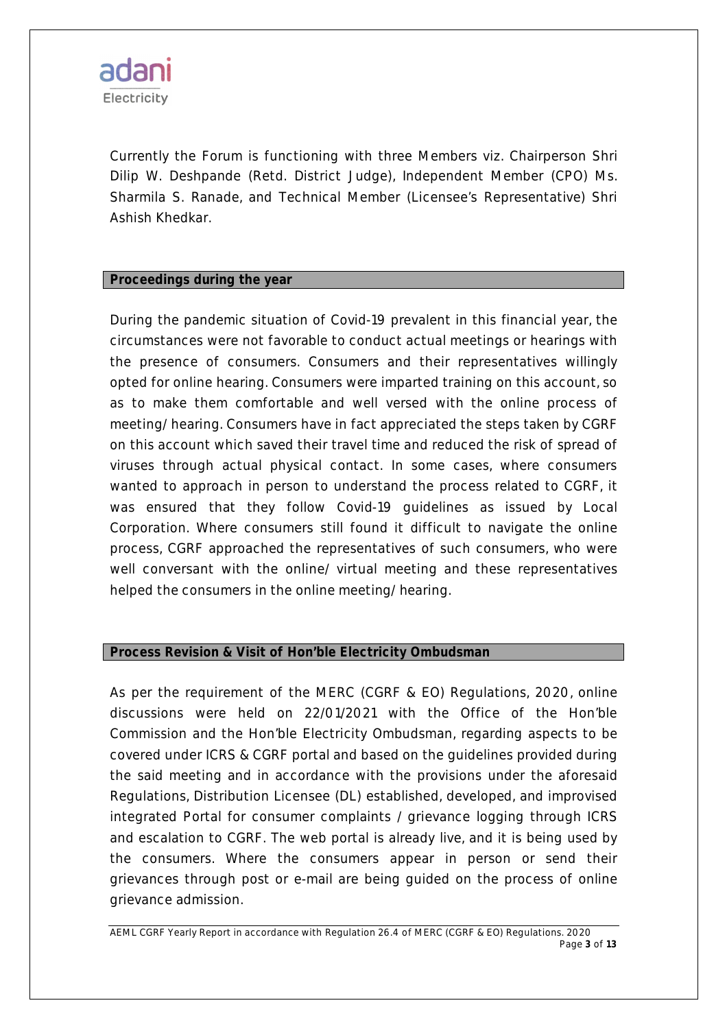Currently the Forum is functioning with three Members viz. Chairperson Shri Dilip W. Deshpande (Retd. District Judge), Independent Member (CPO) Ms. Sharmila S. Ranade, and Technical Member (Licensee's Representative) Shri Ashish Khedkar.

## Proceedings during the year

During the pandemic situation of Covid-19 prevalent in this financial year, the circumstances were not favorable to conduct actual meetings or hearings with the presence of consumers. Consumers and their representatives willingly opted for online hearing. Consumers were imparted training on this account, so as to make them comfortable and well versed with the online process of meeting/ hearing. Consumers have in fact appreciated the steps taken by CGRF on this account which saved their travel time and reduced the risk of spread of viruses through actual physical contact. In some cases, where consumers wanted to approach in person to understand the process related to CGRF, it was ensured that they follow Covid-19 guidelines as issued by Local Corporation. Where consumers still found it difficult to navigate the online process, CGRF approached the representatives of such consumers, who were well conversant with the online/ virtual meeting and these representatives helped the consumers in the online meeting/ hearing.

## Process Revision & Visit of Hon'ble Electricity Ombudsman

As per the requirement of the MERC (CGRF & EO) Regulations, 2020, online discussions were held on 22/01/2021 with the Office of the Hon'ble Commission and the Hon'ble Electricity Ombudsman, regarding aspects to be covered under ICRS & CGRF portal and based on the guidelines provided during the said meeting and in accordance with the provisions under the aforesaid Regulations, Distribution Licensee (DL) established, developed, and improvised integrated Portal for consumer complaints / grievance logging through ICRS and escalation to CGRF. The web portal is already live, and it is being used by the consumers. Where the consumers appear in person or send their grievances through post or e-mail are being guided on the process of online grievance admission.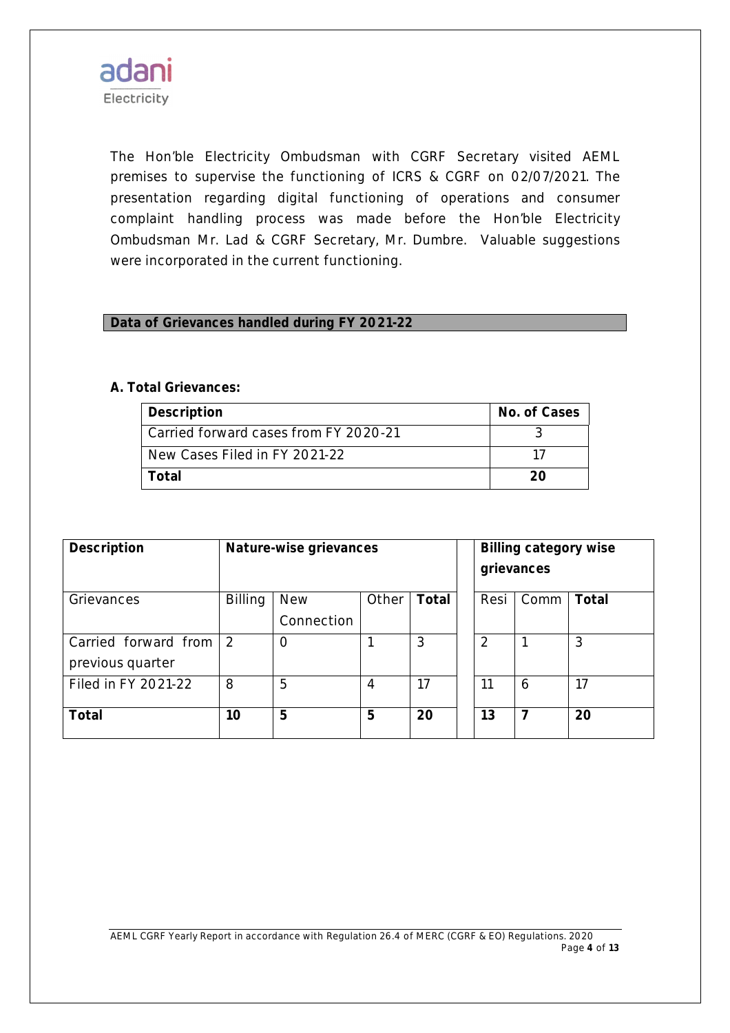The Hon'ble Electricity Ombudsman with CGRF Secretary visited AEML premises to supervise the functioning of ICRS & CGRF on 02/07/2021. The presentation regarding digital functioning of operations and consumer complaint handling process was made before the Hon'ble Electricity Ombudsman Mr. Lad & CGRF Secretary, Mr. Dumbre. Valuable suggestions were incorporated in the current functioning.

## Data of Grievances handled during FY 2021-22

### A. Total Grievances:

| Description | No. of Cases |
|---|---|
| Carried forward cases from FY 2020-21 | 3 |
| New Cases Filed in FY 2021-22 | 17 |
| **Total** | **20** |

| Description | Nature-wise grievances | | | | Billing category wise grievances | | |
|---|---|---|---|---|---|---|---|
| Grievances | Billing | New Connection | Other | **Total** | Resi | Comm | **Total** |
| Carried forward from previous quarter | 2 | 0 | 1 | 3 | 2 | 1 | 3 |
| Filed in FY 2021-22 | 8 | 5 | 4 | 17 | 11 | 6 | 17 |
| **Total** | **10** | **5** | **5** | **20** | **13** | **7** | **20** |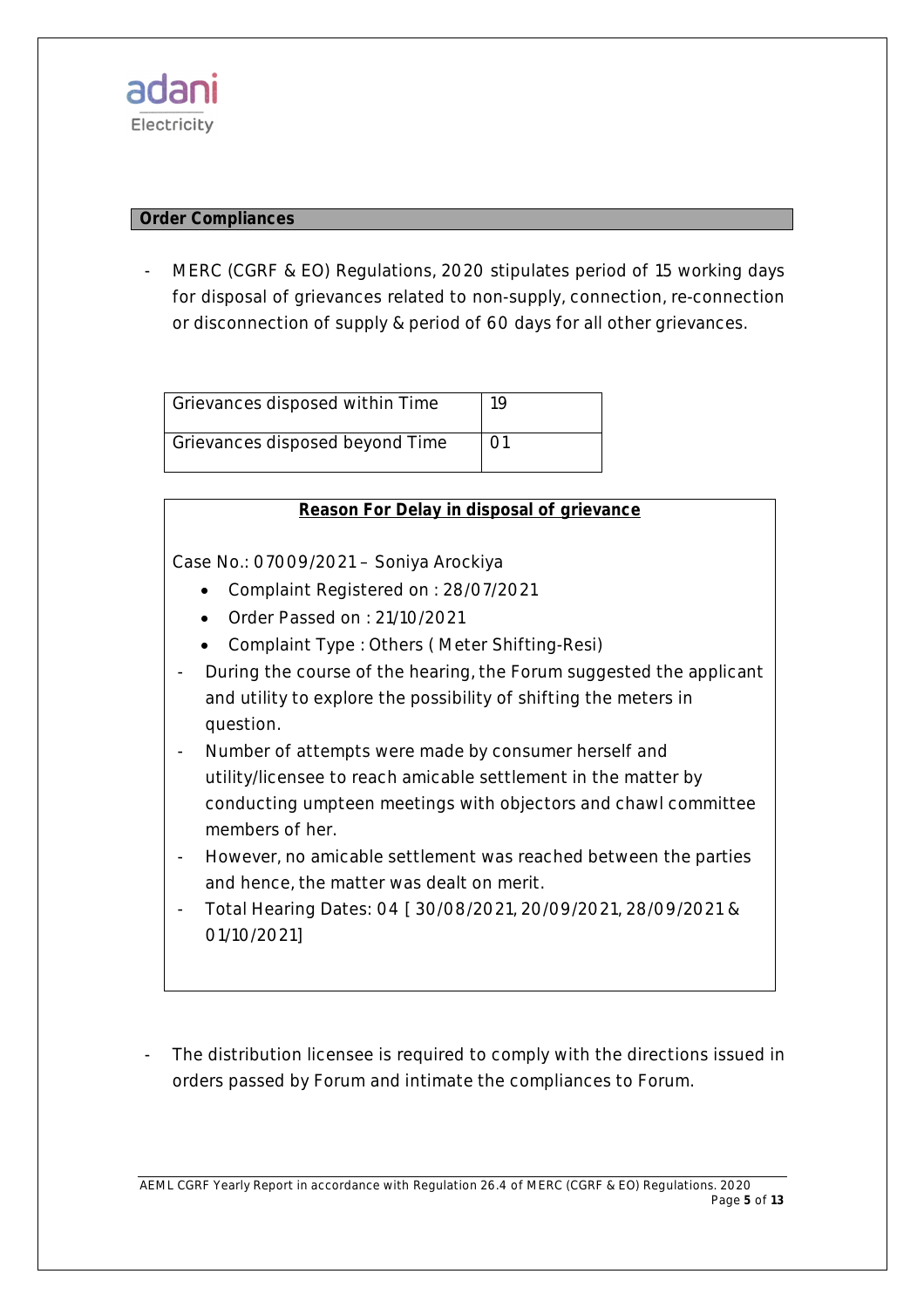## Order Compliances

- MERC (CGRF & EO) Regulations, 2020 stipulates period of 15 working days for disposal of grievances related to non-supply, connection, re-connection or disconnection of supply & period of 60 days for all other grievances.

| Grievances disposed within Time | 19 |
|---|---|
| Grievances disposed beyond Time | 01 |

**Reason For Delay in disposal of grievance**

Case No.: 07009/2021 – Soniya Arockiya

- Complaint Registered on : 28/07/2021
- Order Passed on : 21/10/2021
- Complaint Type : Others ( Meter Shifting-Resi)

- During the course of the hearing, the Forum suggested the applicant and utility to explore the possibility of shifting the meters in question.
- Number of attempts were made by consumer herself and utility/licensee to reach amicable settlement in the matter by conducting umpteen meetings with objectors and chawl committee members of her.
- However, no amicable settlement was reached between the parties and hence, the matter was dealt on merit.
- Total Hearing Dates: 04 [ 30/08/2021, 20/09/2021, 28/09/2021 & 01/10/2021]

- The distribution licensee is required to comply with the directions issued in orders passed by Forum and intimate the compliances to Forum.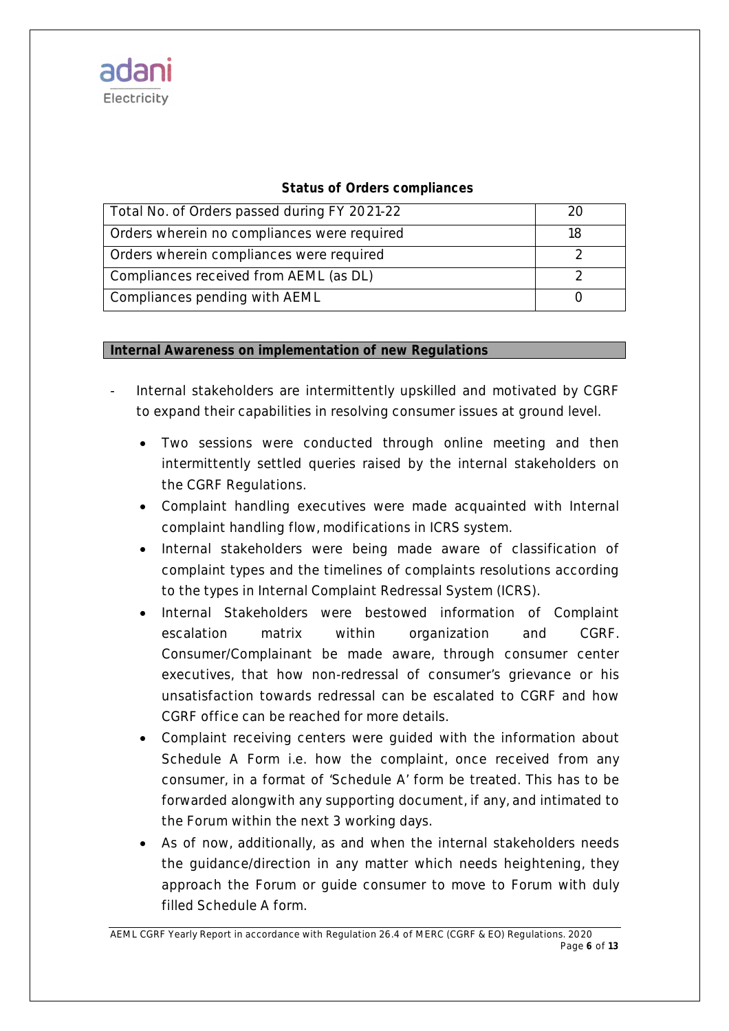### Status of Orders compliances

| Total No. of Orders passed during FY 2021-22 | 20 |
|---|---|
| Orders wherein no compliances were required | 18 |
| Orders wherein compliances were required | 2 |
| Compliances received from AEML (as DL) | 2 |
| Compliances pending with AEML | 0 |

### Internal Awareness on implementation of new Regulations

- Internal stakeholders are intermittently upskilled and motivated by CGRF to expand their capabilities in resolving consumer issues at ground level.
  - Two sessions were conducted through online meeting and then intermittently settled queries raised by the internal stakeholders on the CGRF Regulations.
  - Complaint handling executives were made acquainted with Internal complaint handling flow, modifications in ICRS system.
  - Internal stakeholders were being made aware of classification of complaint types and the timelines of complaints resolutions according to the types in Internal Complaint Redressal System (ICRS).
  - Internal Stakeholders were bestowed information of Complaint escalation matrix within organization and CGRF. Consumer/Complainant be made aware, through consumer center executives, that how non-redressal of consumer's grievance or his unsatisfaction towards redressal can be escalated to CGRF and how CGRF office can be reached for more details.
  - Complaint receiving centers were guided with the information about Schedule A Form i.e. how the complaint, once received from any consumer, in a format of 'Schedule A' form be treated. This has to be forwarded alongwith any supporting document, if any, and intimated to the Forum within the next 3 working days.
  - As of now, additionally, as and when the internal stakeholders needs the guidance/direction in any matter which needs heightening, they approach the Forum or guide consumer to move to Forum with duly filled Schedule A form.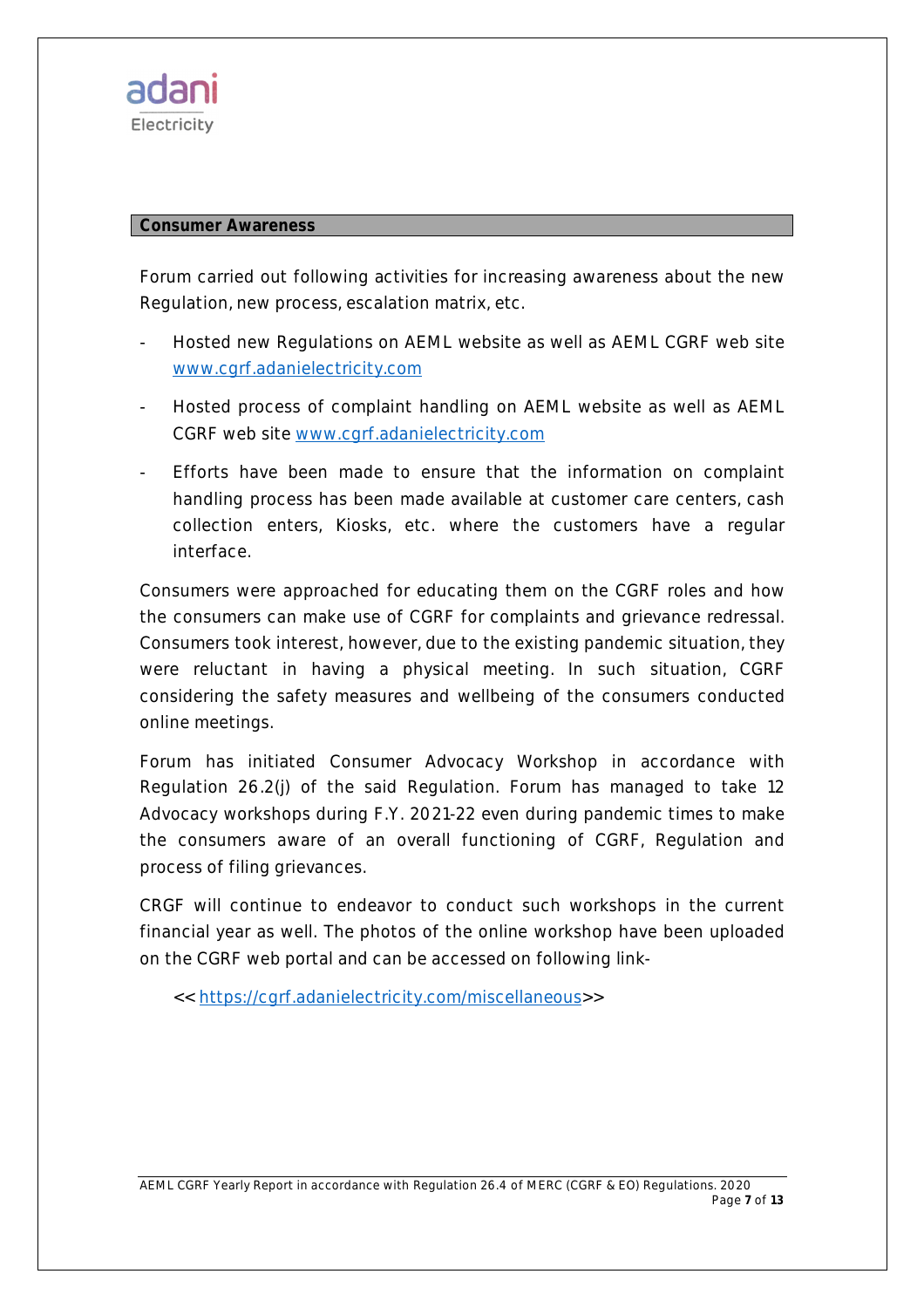## Consumer Awareness

Forum carried out following activities for increasing awareness about the new Regulation, new process, escalation matrix, etc.

- Hosted new Regulations on AEML website as well as AEML CGRF web site www.cgrf.adanielectricity.com
- Hosted process of complaint handling on AEML website as well as AEML CGRF web site www.cgrf.adanielectricity.com
- Efforts have been made to ensure that the information on complaint handling process has been made available at customer care centers, cash collection enters, Kiosks, etc. where the customers have a regular interface.

Consumers were approached for educating them on the CGRF roles and how the consumers can make use of CGRF for complaints and grievance redressal. Consumers took interest, however, due to the existing pandemic situation, they were reluctant in having a physical meeting. In such situation, CGRF considering the safety measures and wellbeing of the consumers conducted online meetings.

Forum has initiated Consumer Advocacy Workshop in accordance with Regulation 26.2(j) of the said Regulation. Forum has managed to take 12 Advocacy workshops during F.Y. 2021-22 even during pandemic times to make the consumers aware of an overall functioning of CGRF, Regulation and process of filing grievances.

CRGF will continue to endeavor to conduct such workshops in the current financial year as well. The photos of the online workshop have been uploaded on the CGRF web portal and can be accessed on following link-

<< https://cgrf.adanielectricity.com/miscellaneous>>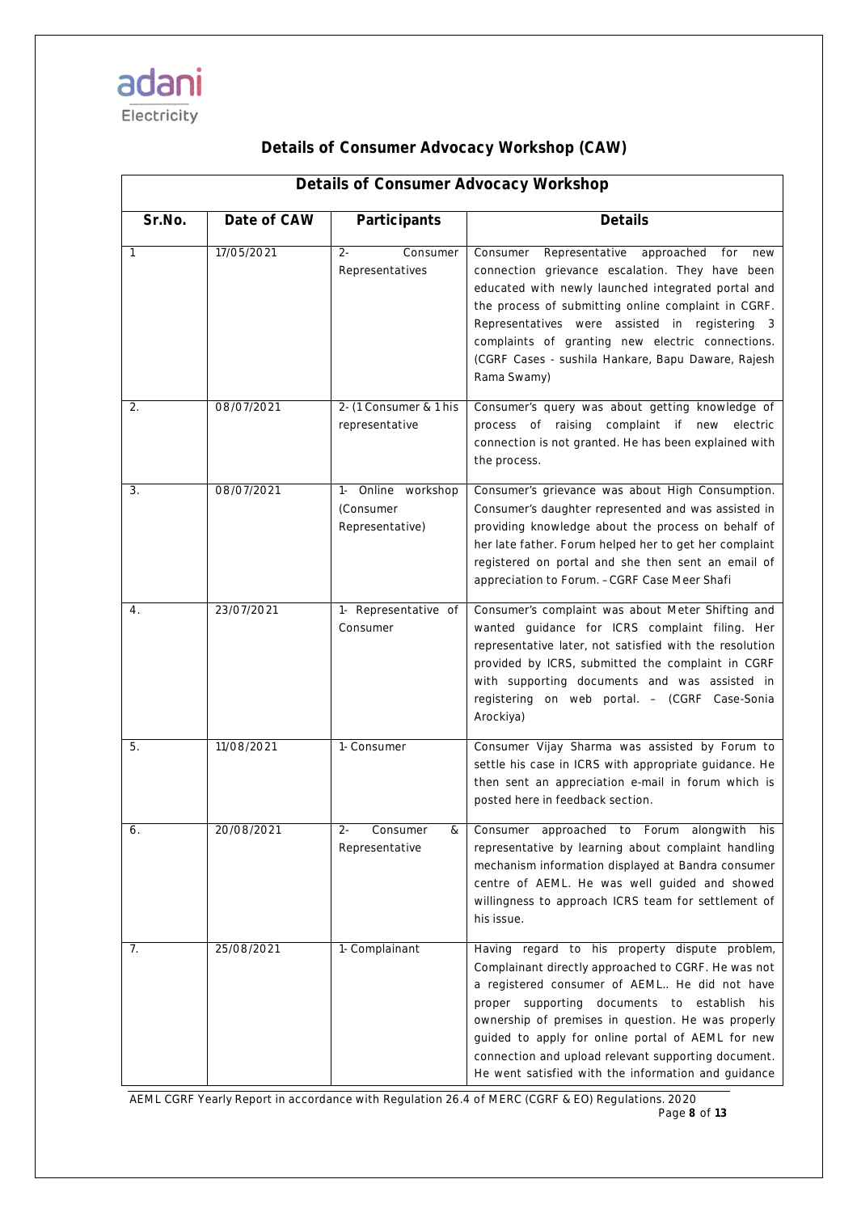# Details of Consumer Advocacy Workshop (CAW)

| Details of Consumer Advocacy Workshop | | | |
|---|---|---|---|
| Sr.No. | Date of CAW | Participants | Details |
| 1 | 17/05/2021 | 2- Consumer Representatives | Consumer Representative approached for new connection grievance escalation. They have been educated with newly launched integrated portal and the process of submitting online complaint in CGRF. Representatives were assisted in registering 3 complaints of granting new electric connections. (CGRF Cases - sushila Hankare, Bapu Daware, Rajesh Rama Swamy) |
| 2. | 08/07/2021 | 2- (1 Consumer & 1 his representative | Consumer's query was about getting knowledge of process of raising complaint if new electric connection is not granted. He has been explained with the process. |
| 3. | 08/07/2021 | 1- Online workshop (Consumer Representative) | Consumer's grievance was about High Consumption. Consumer's daughter represented and was assisted in providing knowledge about the process on behalf of her late father. Forum helped her to get her complaint registered on portal and she then sent an email of appreciation to Forum. – CGRF Case Meer Shafi |
| 4. | 23/07/2021 | 1- Representative of Consumer | Consumer's complaint was about Meter Shifting and wanted guidance for ICRS complaint filing. Her representative later, not satisfied with the resolution provided by ICRS, submitted the complaint in CGRF with supporting documents and was assisted in registering on web portal. – (CGRF Case-Sonia Arockiya) |
| 5. | 11/08/2021 | 1- Consumer | Consumer Vijay Sharma was assisted by Forum to settle his case in ICRS with appropriate guidance. He then sent an appreciation e-mail in forum which is posted here in feedback section. |
| 6. | 20/08/2021 | 2- Consumer & Representative | Consumer approached to Forum alongwith his representative by learning about complaint handling mechanism information displayed at Bandra consumer centre of AEML. He was well guided and showed willingness to approach ICRS team for settlement of his issue. |
| 7. | 25/08/2021 | 1- Complainant | Having regard to his property dispute problem, Complainant directly approached to CGRF. He was not a registered consumer of AEML.. He did not have proper supporting documents to establish his ownership of premises in question. He was properly guided to apply for online portal of AEML for new connection and upload relevant supporting document. He went satisfied with the information and guidance |

AEML CGRF Yearly Report in accordance with Regulation 26.4 of MERC (CGRF & EO) Regulations. 2020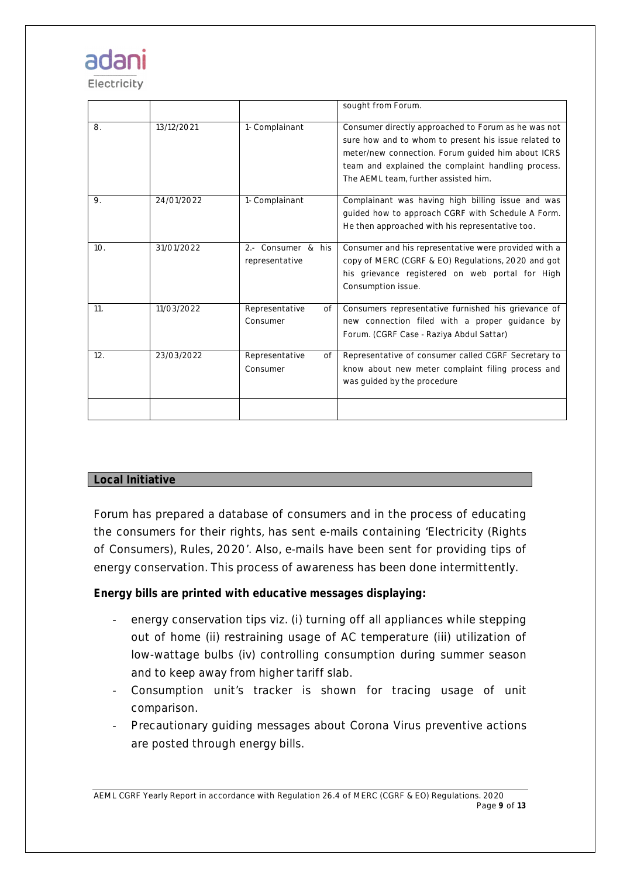| | | | sought from Forum. |
|---|---|---|---|
| 8. | 13/12/2021 | 1- Complainant | Consumer directly approached to Forum as he was not sure how and to whom to present his issue related to meter/new connection. Forum guided him about ICRS team and explained the complaint handling process. The AEML team, further assisted him. |
| 9. | 24/01/2022 | 1- Complainant | Complainant was having high billing issue and was guided how to approach CGRF with Schedule A Form. He then approached with his representative too. |
| 10. | 31/01/2022 | 2.- Consumer & his representative | Consumer and his representative were provided with a copy of MERC (CGRF & EO) Regulations, 2020 and got his grievance registered on web portal for High Consumption issue. |
| 11. | 11/03/2022 | Representative of Consumer | Consumers representative furnished his grievance of new connection filed with a proper guidance by Forum. (CGRF Case - Raziya Abdul Sattar) |
| 12. | 23/03/2022 | Representative of Consumer | Representative of consumer called CGRF Secretary to know about new meter complaint filing process and was guided by the procedure |
| | | | |

## Local Initiative

Forum has prepared a database of consumers and in the process of educating the consumers for their rights, has sent e-mails containing 'Electricity (Rights of Consumers), Rules, 2020'. Also, e-mails have been sent for providing tips of energy conservation. This process of awareness has been done intermittently.

**Energy bills are printed with educative messages displaying:**

- energy conservation tips viz. (i) turning off all appliances while stepping out of home (ii) restraining usage of AC temperature (iii) utilization of low-wattage bulbs (iv) controlling consumption during summer season and to keep away from higher tariff slab.
- Consumption unit's tracker is shown for tracing usage of unit comparison.
- Precautionary guiding messages about Corona Virus preventive actions are posted through energy bills.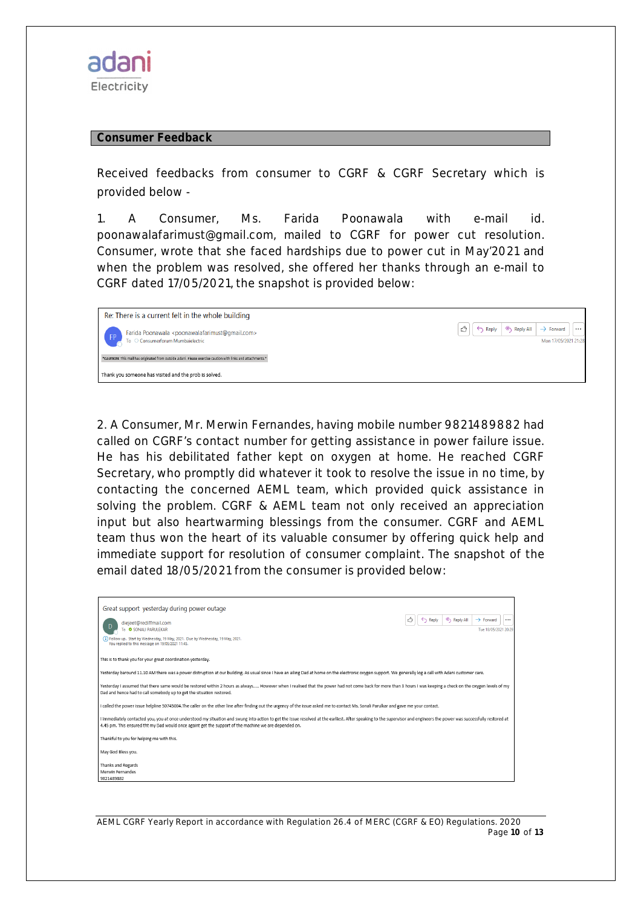## Consumer Feedback

Received feedbacks from consumer to CGRF & CGRF Secretary which is provided below -

1. A Consumer, Ms. Farida Poonawala with e-mail id. poonawalafarimust@gmail.com, mailed to CGRF for power cut resolution. Consumer, wrote that she faced hardships due to power cut in May'2021 and when the problem was resolved, she offered her thanks through an e-mail to CGRF dated 17/05/2021, the snapshot is provided below:

> Re: There is a current felt in the whole building
>
> Farida Poonawala <poonawalafarimust@gmail.com>
> To Consumerforum Mumbaielectric
> Mon 17/05/2021 21:28
>
> *CAUTION: This mail has originated from outside adani. Please exercise caution with links and attachments.*
>
> Thank you someone has visited and the prob is solved.

2. A Consumer, Mr. Merwin Fernandes, having mobile number 9821489882 had called on CGRF's contact number for getting assistance in power failure issue. He has his debilitated father kept on oxygen at home. He reached CGRF Secretary, who promptly did whatever it took to resolve the issue in no time, by contacting the concerned AEML team, which provided quick assistance in solving the problem. CGRF & AEML team not only received an appreciation input but also heartwarming blessings from the consumer. CGRF and AEML team thus won the heart of its valuable consumer by offering quick help and immediate support for resolution of consumer complaint. The snapshot of the email dated 18/05/2021 from the consumer is provided below:

> Great support yesterday during power outage
>
> diejeet@rediffmail.com
> To SONALI PARULEKAR
> Tue 18/05/2021 20:29
>
> Follow up. Start by Wednesday, 19 May, 2021. Due by Wednesday, 19 May, 2021.
> You replied to this message on 19/05/2021 11:45.
>
> This is to thank you for your great coordination yesterday.
>
> Yesterday baround 11.10 AM there was a power distruption at our building. As usual since I have an ailing Dad at home on the electronic oxygen support. We generally log a call with Adani customer care.
>
> Yesterday I assumed that there same would be restored within 2 hours as always..... However when I realised that the power had not come back for more than 3 hours I was keeping a check on the oxygen levels of my Dad and hence had to call somebody up to get the situation restored.
>
> I called the power issue helpline 30745004.The caller on the other line after finding out the urgency of the issue asked me to contact Ms. Sonali Parulkar and gave me your contact.
>
> I immediately contacted you, you at once understood my situation and swung into action to get the issue resolved at the earliest. After speaking to the supervisor and engineers the power was successfully restored at 4.45 pm. This ensured tht my Dad would once againt get the support of the machine we are depended on.
>
> Thankful to you for helping me with this.
>
> May God Bless you.
>
> Thanks and Regards
> Merwin Fernandes
> 9821489882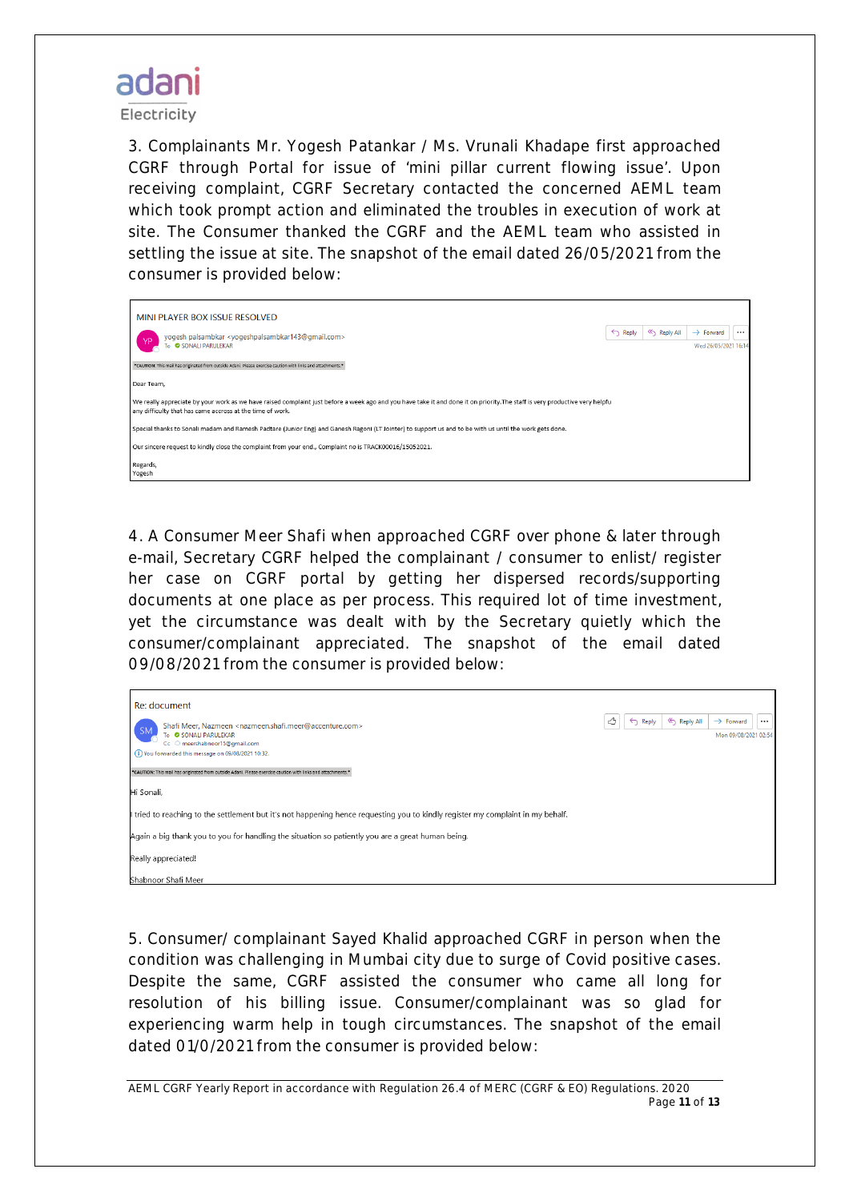3. Complainants Mr. Yogesh Patankar / Ms. Vrunali Khadape first approached CGRF through Portal for issue of 'mini pillar current flowing issue'. Upon receiving complaint, CGRF Secretary contacted the concerned AEML team which took prompt action and eliminated the troubles in execution of work at site. The Consumer thanked the CGRF and the AEML team who assisted in settling the issue at site. The snapshot of the email dated 26/05/2021 from the consumer is provided below:

MINI PLAYER BOX ISSUE RESOLVED

yogesh palsambkar <yogeshpalsambkar143@gmail.com>
To SONALI PARULEKAR
Wed 26/05/2021 16:14

*CAUTION: This mail has originated from outside Adani. Please exercise caution with links and attachments.*

Dear Team,

We really appreciate by your work as we have raised complaint just before a week ago and you have take it and done it on priority.The staff is very productive very helpfu any difficulty that has came accross at the time of work.

Special thanks to Sonali madam and Ramesh Padtare (Junior Eng) and Ganesh Ragoni (LT Jointer) to support us and to be with us until the work gets done.

Our sincere request to kindly close the complaint from your end., Complaint no is TRACK00016/15052021.

Regards,
Yogesh

4. A Consumer Meer Shafi when approached CGRF over phone & later through e-mail, Secretary CGRF helped the complainant / consumer to enlist/ register her case on CGRF portal by getting her dispersed records/supporting documents at one place as per process. This required lot of time investment, yet the circumstance was dealt with by the Secretary quietly which the consumer/complainant appreciated. The snapshot of the email dated 09/08/2021 from the consumer is provided below:

Re: document

Shafi Meer, Nazmeen <nazmeen.shafi.meer@accenture.com>
To SONALI PARULEKAR
Cc meerchabnoor15@gmail.com
You forwarded this message on 09/08/2021 10:32.
Mon 09/08/2021 02:54

*CAUTION: This mail has originated from outside Adani. Please exercise caution with links and attachments.*

Hi Sonali,

I tried to reaching to the settlement but it's not happening hence requesting you to kindly register my complaint in my behalf.

Again a big thank you to you for handling the situation so patiently you are a great human being.

Really appreciated!

Shabnoor Shafi Meer

5. Consumer/ complainant Sayed Khalid approached CGRF in person when the condition was challenging in Mumbai city due to surge of Covid positive cases. Despite the same, CGRF assisted the consumer who came all long for resolution of his billing issue. Consumer/complainant was so glad for experiencing warm help in tough circumstances. The snapshot of the email dated 01/0/2021 from the consumer is provided below: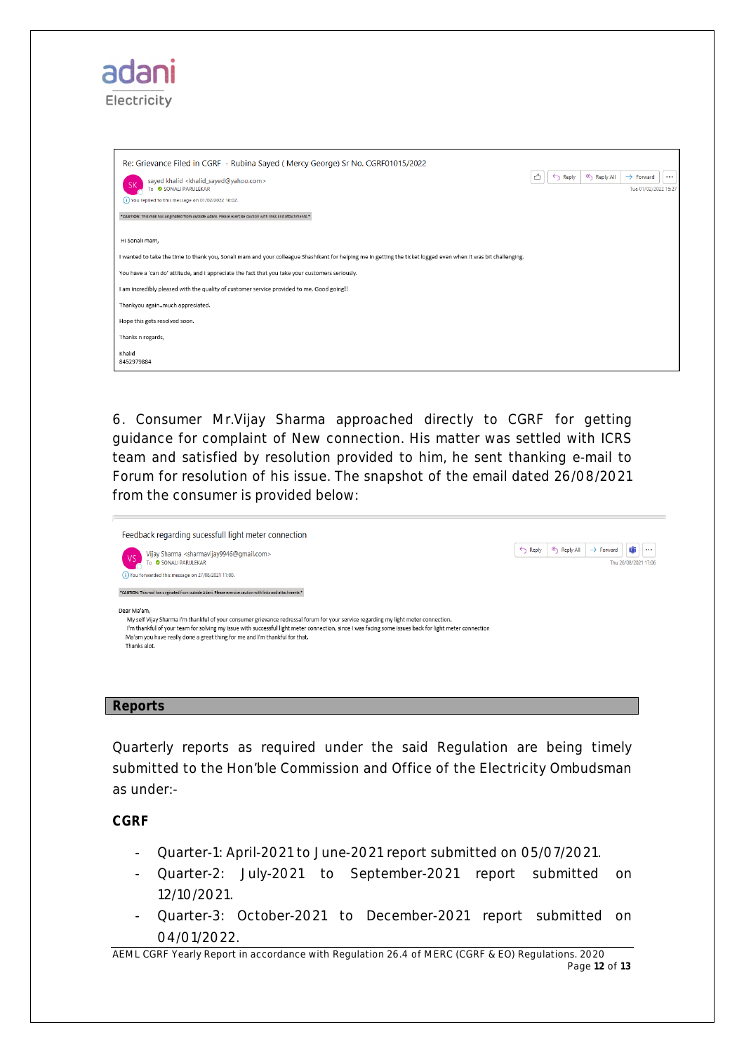Re: Grievance Filed in CGRF - Rubina Sayed ( Mercy George) Sr No. CGRF01015/2022

sayed khalid <khalid_sayed@yahoo.com>
To SONALI PARULEKAR
You replied to this message on 01/02/2022 16:02.
Tue 01/02/2022 15:27

*CAUTION: This mail has originated from outside Adani. Please exercise caution with links and attachments.*

Hi Sonali mam,

I wanted to take the time to thank you, Sonali mam and your colleague Shashikant for helping me in getting the ticket logged even when it was bit challenging.

You have a 'can do' attitude, and I appreciate the fact that you take your customers seriously.

I am incredibly pleased with the quality of customer service provided to me. Good going!!

Thankyou again..much appreciated.

Hope this gets resolved soon.

Thanks n regards,

Khalid
8452979884

6. Consumer Mr.Vijay Sharma approached directly to CGRF for getting guidance for complaint of New connection. His matter was settled with ICRS team and satisfied by resolution provided to him, he sent thanking e-mail to Forum for resolution of his issue. The snapshot of the email dated 26/08/2021 from the consumer is provided below:

Feedback regarding sucessfull light meter connection

Vijay Sharma <sharmavijay9946@gmail.com>
To SONALI PARULEKAR
You forwarded this message on 27/08/2021 11:00.
Thu 26/08/2021 17:06

*CAUTION: This mail has originated from outside Adani. Please exercise caution with links and attachments.*

Dear Ma'am,
My self Vijay Sharma I'm thankful of your consumer grievance redressal forum for your service regarding my light meter connection.
I'm thankful of your team for solving my issue with successful light meter connection, since I was facing some issues back for light meter connection
Ma'am you have really done a great thing for me and I'm thankful for that.
Thanks alot.

## Reports

Quarterly reports as required under the said Regulation are being timely submitted to the Hon'ble Commission and Office of the Electricity Ombudsman as under:-

**CGRF**

- Quarter-1: April-2021 to June-2021 report submitted on 05/07/2021.
- Quarter-2: July-2021 to September-2021 report submitted on 12/10/2021.
- Quarter-3: October-2021 to December-2021 report submitted on 04/01/2022.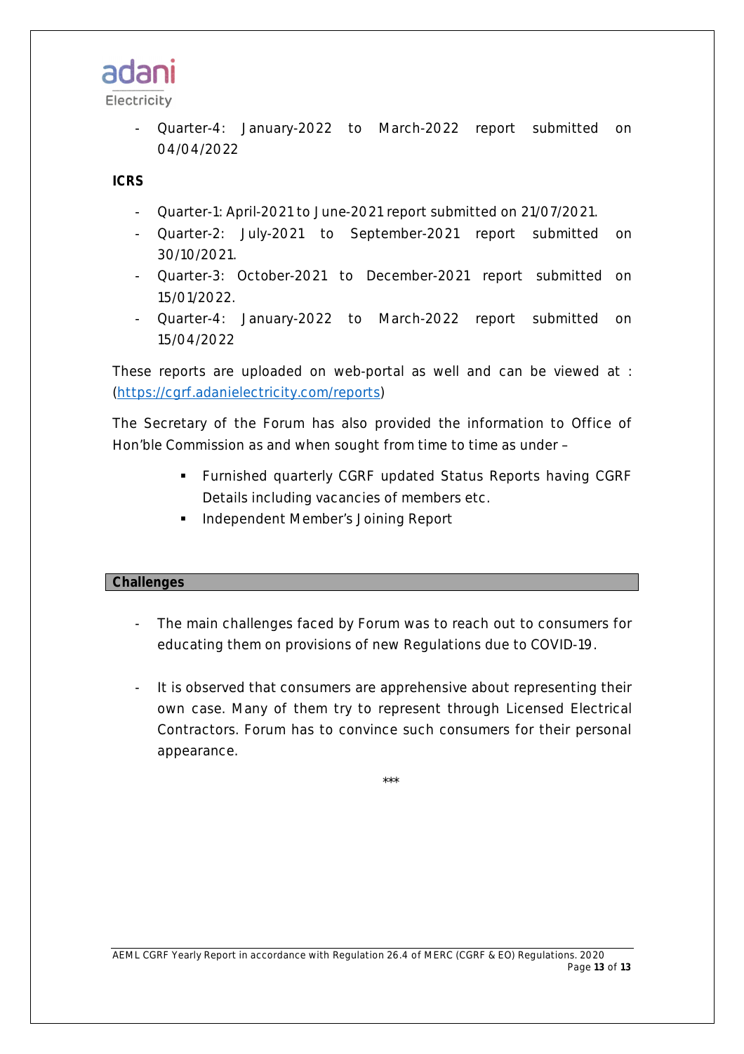- Quarter-4: January-2022 to March-2022 report submitted on 04/04/2022

**ICRS**

- Quarter-1: April-2021 to June-2021 report submitted on 21/07/2021.
- Quarter-2: July-2021 to September-2021 report submitted on 30/10/2021.
- Quarter-3: October-2021 to December-2021 report submitted on 15/01/2022.
- Quarter-4: January-2022 to March-2022 report submitted on 15/04/2022

These reports are uploaded on web-portal as well and can be viewed at : (https://cgrf.adanielectricity.com/reports)

The Secretary of the Forum has also provided the information to Office of Hon'ble Commission as and when sought from time to time as under –

- Furnished quarterly CGRF updated Status Reports having CGRF Details including vacancies of members etc.
- Independent Member's Joining Report

## Challenges

- The main challenges faced by Forum was to reach out to consumers for educating them on provisions of new Regulations due to COVID-19.

- It is observed that consumers are apprehensive about representing their own case. Many of them try to represent through Licensed Electrical Contractors. Forum has to convince such consumers for their personal appearance.

***